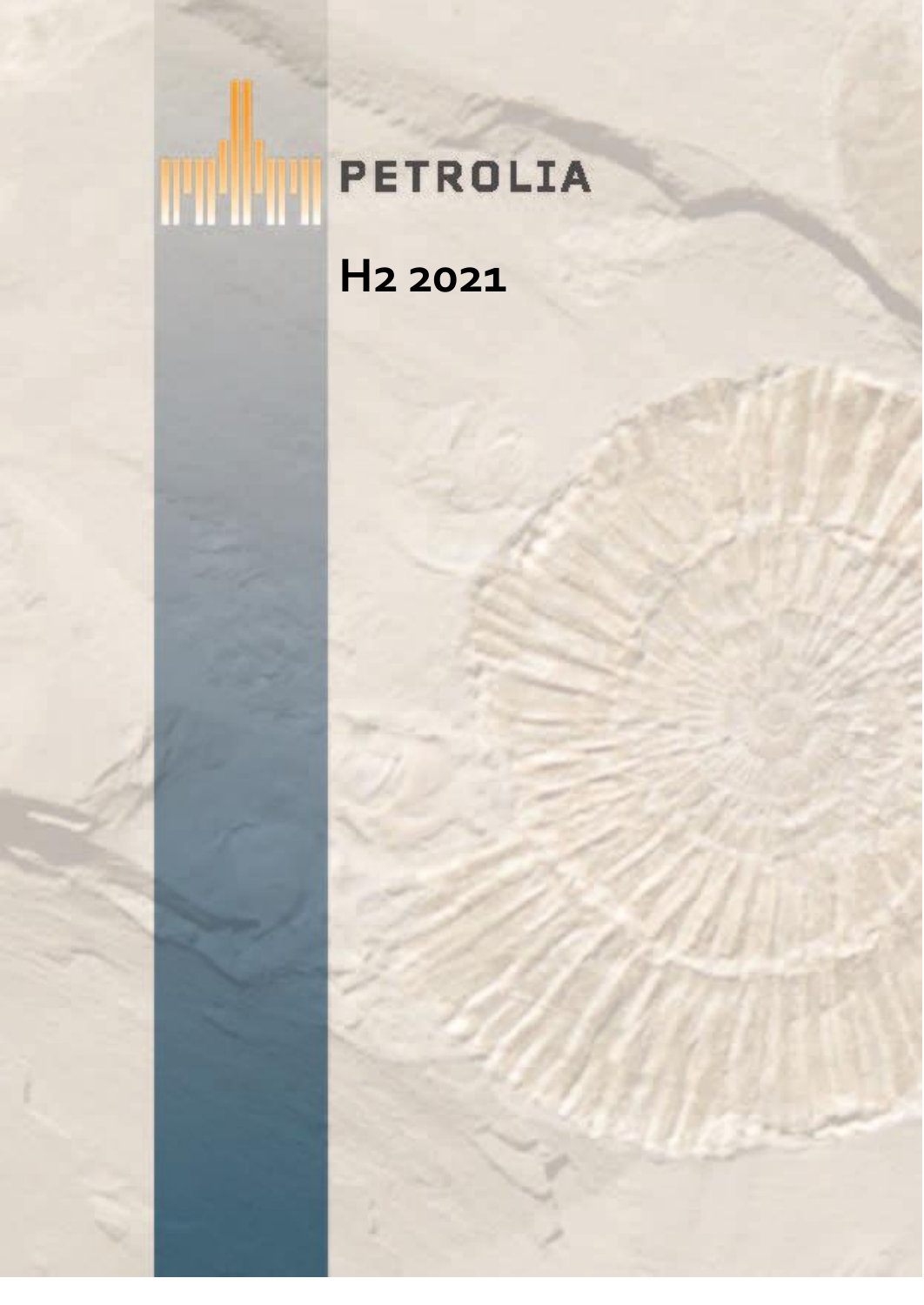# PETROLIA

## H2 2021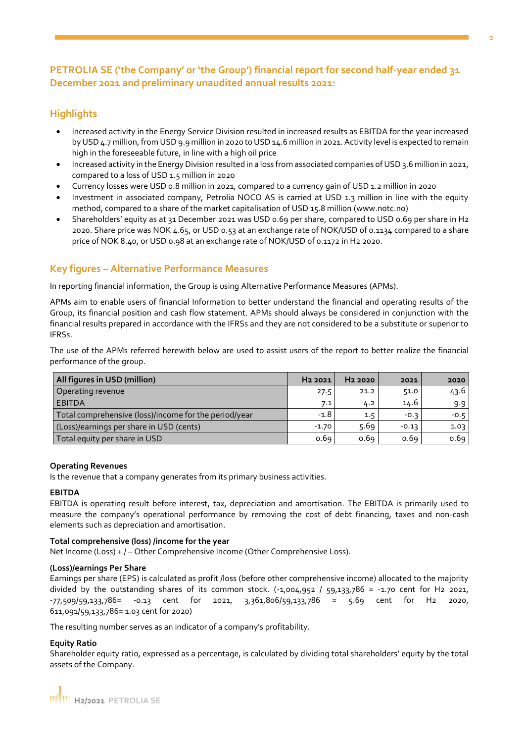## PETROLIA SE ('the Company' or 'the Group') financial report for second half-year ended 31 December 2021 and preliminary unaudited annual results 2021:

## Highlights

- Increased activity in the Energy Service Division resulted in increased results as EBITDA for the year increased by USD 4.7 million, from USD 9.9 million in 2020 to USD 14.6 million in 2021. Activity level is expected to remain high in the foreseeable future, in line with a high oil price
- Increased activity in the Energy Division resulted in a loss from associated companies of USD 3.6 million in 2021, compared to a loss of USD 1.5 million in 2020
- Currency losses were USD 0.8 million in 2021, compared to a currency gain of USD 1.2 million in 2020
- Investment in associated company, Petrolia NOCO AS is carried at USD 1.3 million in line with the equity method, compared to a share of the market capitalisation of USD 15.8 million (www.notc.no)
- Shareholders' equity as at 31 December 2021 was USD 0.69 per share, compared to USD 0.69 per share in H2 2020. Share price was NOK 4.65, or USD 0.53 at an exchange rate of NOK/USD of 0.1134 compared to a share price of NOK 8.40, or USD 0.98 at an exchange rate of NOK/USD of 0.1172 in H2 2020.

## Key figures – Alternative Performance Measures

In reporting financial information, the Group is using Alternative Performance Measures (APMs).

APMs aim to enable users of financial Information to better understand the financial and operating results of the Group, its financial position and cash flow statement. APMs should always be considered in conjunction with the financial results prepared in accordance with the IFRSs and they are not considered to be a substitute or superior to IFRSs.

The use of the APMs referred herewith below are used to assist users of the report to better realize the financial performance of the group.

| All figures in USD (million) | H2 2021 | H2 2020 | 2021 | 2020 |
|---|---|---|---|---|
| Operating revenue | 27.5 | 21.2 | 51.0 | 43.6 |
| EBITDA | 7.1 | 4.2 | 14.6 | 9.9 |
| Total comprehensive (loss)/income for the period/year | -1.8 | 1.5 | -0.3 | -0.5 |
| (Loss)/earnings per share in USD (cents) | -1.70 | 5.69 | -0.13 | 1.03 |
| Total equity per share in USD | 0.69 | 0.69 | 0.69 | 0.69 |

**Operating Revenues**
Is the revenue that a company generates from its primary business activities.

**EBITDA**
EBITDA is operating result before interest, tax, depreciation and amortisation. The EBITDA is primarily used to measure the company's operational performance by removing the cost of debt financing, taxes and non-cash elements such as depreciation and amortisation.

**Total comprehensive (loss) /income for the year**
Net Income (Loss) + / – Other Comprehensive Income (Other Comprehensive Loss).

**(Loss)/earnings Per Share**
Earnings per share (EPS) is calculated as profit /loss (before other comprehensive income) allocated to the majority divided by the outstanding shares of its common stock. (-1,004,952 / 59,133,786 = -1.70 cent for H2 2021, -77,509/59,133,786= -0.13 cent for 2021, 3,361,806/59,133,786 = 5.69 cent for H2 2020, 611,091/59,133,786= 1.03 cent for 2020)

The resulting number serves as an indicator of a company's profitability.

**Equity Ratio**
Shareholder equity ratio, expressed as a percentage, is calculated by dividing total shareholders' equity by the total assets of the Company.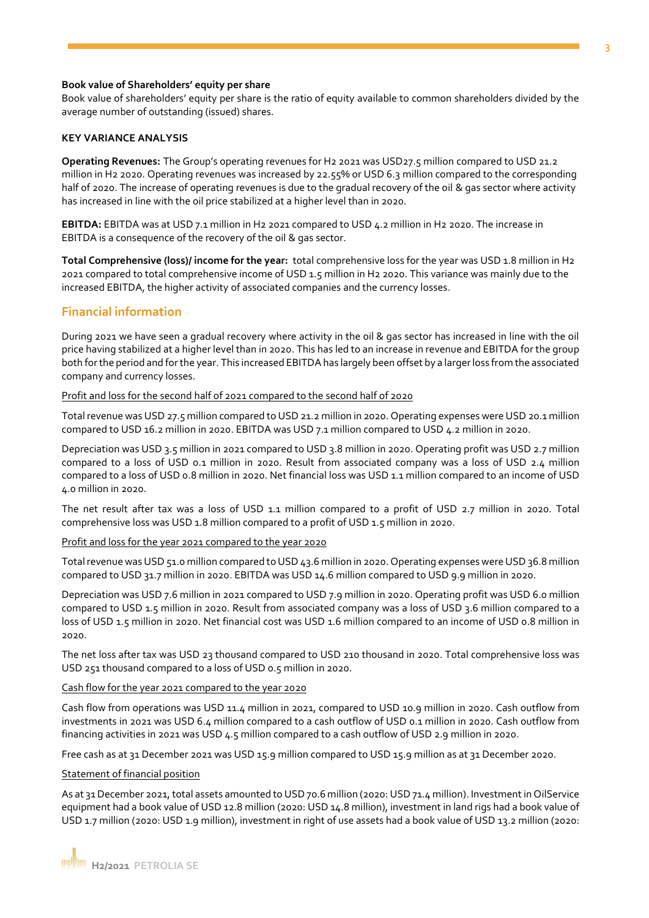**Book value of Shareholders' equity per share**

Book value of shareholders' equity per share is the ratio of equity available to common shareholders divided by the average number of outstanding (issued) shares.

**KEY VARIANCE ANALYSIS**

**Operating Revenues:** The Group's operating revenues for H2 2021 was USD27.5 million compared to USD 21.2 million in H2 2020. Operating revenues was increased by 22.55% or USD 6.3 million compared to the corresponding half of 2020. The increase of operating revenues is due to the gradual recovery of the oil & gas sector where activity has increased in line with the oil price stabilized at a higher level than in 2020.

**EBITDA:** EBITDA was at USD 7.1 million in H2 2021 compared to USD 4.2 million in H2 2020. The increase in EBITDA is a consequence of the recovery of the oil & gas sector.

**Total Comprehensive (loss)/ income for the year:** total comprehensive loss for the year was USD 1.8 million in H2 2021 compared to total comprehensive income of USD 1.5 million in H2 2020. This variance was mainly due to the increased EBITDA, the higher activity of associated companies and the currency losses.

## Financial information

During 2021 we have seen a gradual recovery where activity in the oil & gas sector has increased in line with the oil price having stabilized at a higher level than in 2020. This has led to an increase in revenue and EBITDA for the group both for the period and for the year. This increased EBITDA has largely been offset by a larger loss from the associated company and currency losses.

Profit and loss for the second half of 2021 compared to the second half of 2020

Total revenue was USD 27.5 million compared to USD 21.2 million in 2020. Operating expenses were USD 20.1 million compared to USD 16.2 million in 2020. EBITDA was USD 7.1 million compared to USD 4.2 million in 2020.

Depreciation was USD 3.5 million in 2021 compared to USD 3.8 million in 2020. Operating profit was USD 2.7 million compared to a loss of USD 0.1 million in 2020. Result from associated company was a loss of USD 2.4 million compared to a loss of USD 0.8 million in 2020. Net financial loss was USD 1.1 million compared to an income of USD 4.0 million in 2020.

The net result after tax was a loss of USD 1.1 million compared to a profit of USD 2.7 million in 2020. Total comprehensive loss was USD 1.8 million compared to a profit of USD 1.5 million in 2020.

Profit and loss for the year 2021 compared to the year 2020

Total revenue was USD 51.0 million compared to USD 43.6 million in 2020. Operating expenses were USD 36.8 million compared to USD 31.7 million in 2020. EBITDA was USD 14.6 million compared to USD 9.9 million in 2020.

Depreciation was USD 7.6 million in 2021 compared to USD 7.9 million in 2020. Operating profit was USD 6.0 million compared to USD 1.5 million in 2020. Result from associated company was a loss of USD 3.6 million compared to a loss of USD 1.5 million in 2020. Net financial cost was USD 1.6 million compared to an income of USD 0.8 million in 2020.

The net loss after tax was USD 23 thousand compared to USD 210 thousand in 2020. Total comprehensive loss was USD 251 thousand compared to a loss of USD 0.5 million in 2020.

Cash flow for the year 2021 compared to the year 2020

Cash flow from operations was USD 11.4 million in 2021, compared to USD 10.9 million in 2020. Cash outflow from investments in 2021 was USD 6.4 million compared to a cash outflow of USD 0.1 million in 2020. Cash outflow from financing activities in 2021 was USD 4.5 million compared to a cash outflow of USD 2.9 million in 2020.

Free cash as at 31 December 2021 was USD 15.9 million compared to USD 15.9 million as at 31 December 2020.

Statement of financial position

As at 31 December 2021, total assets amounted to USD 70.6 million (2020: USD 71.4 million). Investment in OilService equipment had a book value of USD 12.8 million (2020: USD 14.8 million), investment in land rigs had a book value of USD 1.7 million (2020: USD 1.9 million), investment in right of use assets had a book value of USD 13.2 million (2020: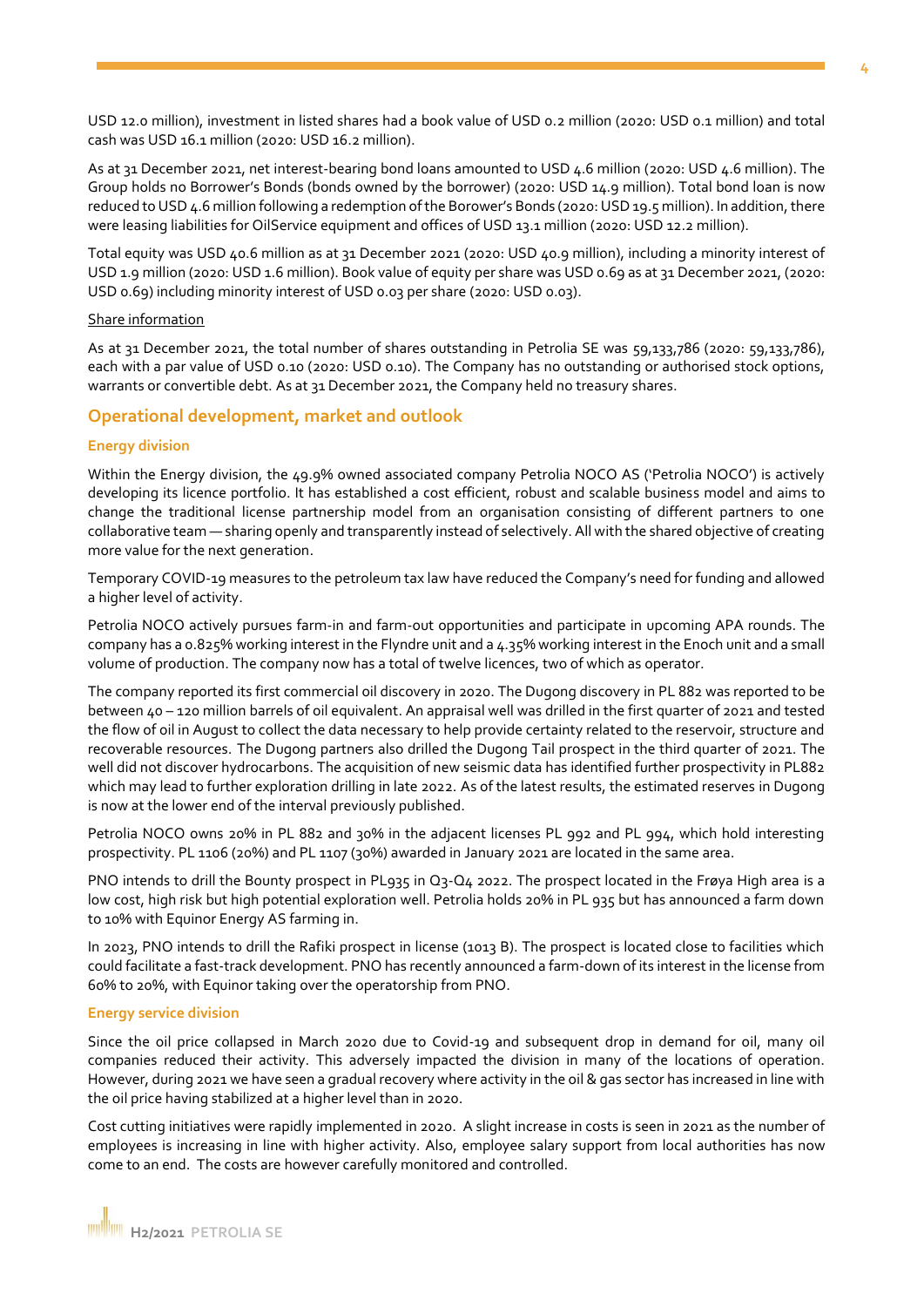USD 12.0 million), investment in listed shares had a book value of USD 0.2 million (2020: USD 0.1 million) and total cash was USD 16.1 million (2020: USD 16.2 million).

As at 31 December 2021, net interest-bearing bond loans amounted to USD 4.6 million (2020: USD 4.6 million). The Group holds no Borrower's Bonds (bonds owned by the borrower) (2020: USD 14.9 million). Total bond loan is now reduced to USD 4.6 million following a redemption of the Borower's Bonds (2020: USD 19.5 million). In addition, there were leasing liabilities for OilService equipment and offices of USD 13.1 million (2020: USD 12.2 million).

Total equity was USD 40.6 million as at 31 December 2021 (2020: USD 40.9 million), including a minority interest of USD 1.9 million (2020: USD 1.6 million). Book value of equity per share was USD 0.69 as at 31 December 2021, (2020: USD 0.69) including minority interest of USD 0.03 per share (2020: USD 0.03).

Share information

As at 31 December 2021, the total number of shares outstanding in Petrolia SE was 59,133,786 (2020: 59,133,786), each with a par value of USD 0.10 (2020: USD 0.10). The Company has no outstanding or authorised stock options, warrants or convertible debt. As at 31 December 2021, the Company held no treasury shares.

## Operational development, market and outlook

### Energy division

Within the Energy division, the 49.9% owned associated company Petrolia NOCO AS ('Petrolia NOCO') is actively developing its licence portfolio. It has established a cost efficient, robust and scalable business model and aims to change the traditional license partnership model from an organisation consisting of different partners to one collaborative team — sharing openly and transparently instead of selectively. All with the shared objective of creating more value for the next generation.

Temporary COVID-19 measures to the petroleum tax law have reduced the Company's need for funding and allowed a higher level of activity.

Petrolia NOCO actively pursues farm-in and farm-out opportunities and participate in upcoming APA rounds. The company has a 0.825% working interest in the Flyndre unit and a 4.35% working interest in the Enoch unit and a small volume of production. The company now has a total of twelve licences, two of which as operator.

The company reported its first commercial oil discovery in 2020. The Dugong discovery in PL 882 was reported to be between 40 – 120 million barrels of oil equivalent. An appraisal well was drilled in the first quarter of 2021 and tested the flow of oil in August to collect the data necessary to help provide certainty related to the reservoir, structure and recoverable resources. The Dugong partners also drilled the Dugong Tail prospect in the third quarter of 2021. The well did not discover hydrocarbons. The acquisition of new seismic data has identified further prospectivity in PL882 which may lead to further exploration drilling in late 2022. As of the latest results, the estimated reserves in Dugong is now at the lower end of the interval previously published.

Petrolia NOCO owns 20% in PL 882 and 30% in the adjacent licenses PL 992 and PL 994, which hold interesting prospectivity. PL 1106 (20%) and PL 1107 (30%) awarded in January 2021 are located in the same area.

PNO intends to drill the Bounty prospect in PL935 in Q3-Q4 2022. The prospect located in the Frøya High area is a low cost, high risk but high potential exploration well. Petrolia holds 20% in PL 935 but has announced a farm down to 10% with Equinor Energy AS farming in.

In 2023, PNO intends to drill the Rafiki prospect in license (1013 B). The prospect is located close to facilities which could facilitate a fast-track development. PNO has recently announced a farm-down of its interest in the license from 60% to 20%, with Equinor taking over the operatorship from PNO.

### Energy service division

Since the oil price collapsed in March 2020 due to Covid-19 and subsequent drop in demand for oil, many oil companies reduced their activity. This adversely impacted the division in many of the locations of operation. However, during 2021 we have seen a gradual recovery where activity in the oil & gas sector has increased in line with the oil price having stabilized at a higher level than in 2020.

Cost cutting initiatives were rapidly implemented in 2020. A slight increase in costs is seen in 2021 as the number of employees is increasing in line with higher activity. Also, employee salary support from local authorities has now come to an end. The costs are however carefully monitored and controlled.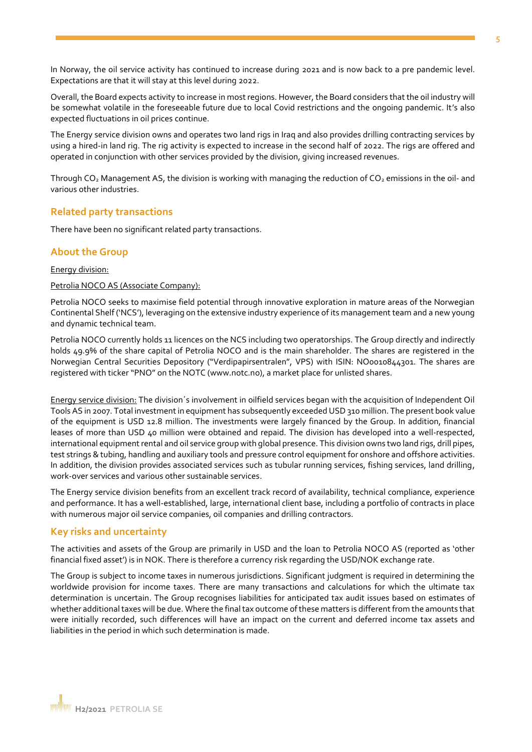In Norway, the oil service activity has continued to increase during 2021 and is now back to a pre pandemic level. Expectations are that it will stay at this level during 2022.

Overall, the Board expects activity to increase in most regions. However, the Board considers that the oil industry will be somewhat volatile in the foreseeable future due to local Covid restrictions and the ongoing pandemic. It's also expected fluctuations in oil prices continue.

The Energy service division owns and operates two land rigs in Iraq and also provides drilling contracting services by using a hired-in land rig. The rig activity is expected to increase in the second half of 2022. The rigs are offered and operated in conjunction with other services provided by the division, giving increased revenues.

Through $CO_2$ Management AS, the division is working with managing the reduction of $CO_2$ emissions in the oil- and various other industries.

## Related party transactions

There have been no significant related party transactions.

## About the Group

Energy division:

Petrolia NOCO AS (Associate Company):

Petrolia NOCO seeks to maximise field potential through innovative exploration in mature areas of the Norwegian Continental Shelf ('NCS'), leveraging on the extensive industry experience of its management team and a new young and dynamic technical team.

Petrolia NOCO currently holds 11 licences on the NCS including two operatorships. The Group directly and indirectly holds 49.9% of the share capital of Petrolia NOCO and is the main shareholder. The shares are registered in the Norwegian Central Securities Depository ("Verdipapirsentralen", VPS) with ISIN: NO0010844301. The shares are registered with ticker "PNO" on the NOTC (www.notc.no), a market place for unlisted shares.

Energy service division: The division´s involvement in oilfield services began with the acquisition of Independent Oil Tools AS in 2007. Total investment in equipment has subsequently exceeded USD 310 million. The present book value of the equipment is USD 12.8 million. The investments were largely financed by the Group. In addition, financial leases of more than USD 40 million were obtained and repaid. The division has developed into a well-respected, international equipment rental and oil service group with global presence. This division owns two land rigs, drill pipes, test strings & tubing, handling and auxiliary tools and pressure control equipment for onshore and offshore activities. In addition, the division provides associated services such as tubular running services, fishing services, land drilling, work-over services and various other sustainable services.

The Energy service division benefits from an excellent track record of availability, technical compliance, experience and performance. It has a well-established, large, international client base, including a portfolio of contracts in place with numerous major oil service companies, oil companies and drilling contractors.

## Key risks and uncertainty

The activities and assets of the Group are primarily in USD and the loan to Petrolia NOCO AS (reported as 'other financial fixed asset') is in NOK. There is therefore a currency risk regarding the USD/NOK exchange rate.

The Group is subject to income taxes in numerous jurisdictions. Significant judgment is required in determining the worldwide provision for income taxes. There are many transactions and calculations for which the ultimate tax determination is uncertain. The Group recognises liabilities for anticipated tax audit issues based on estimates of whether additional taxes will be due. Where the final tax outcome of these matters is different from the amounts that were initially recorded, such differences will have an impact on the current and deferred income tax assets and liabilities in the period in which such determination is made.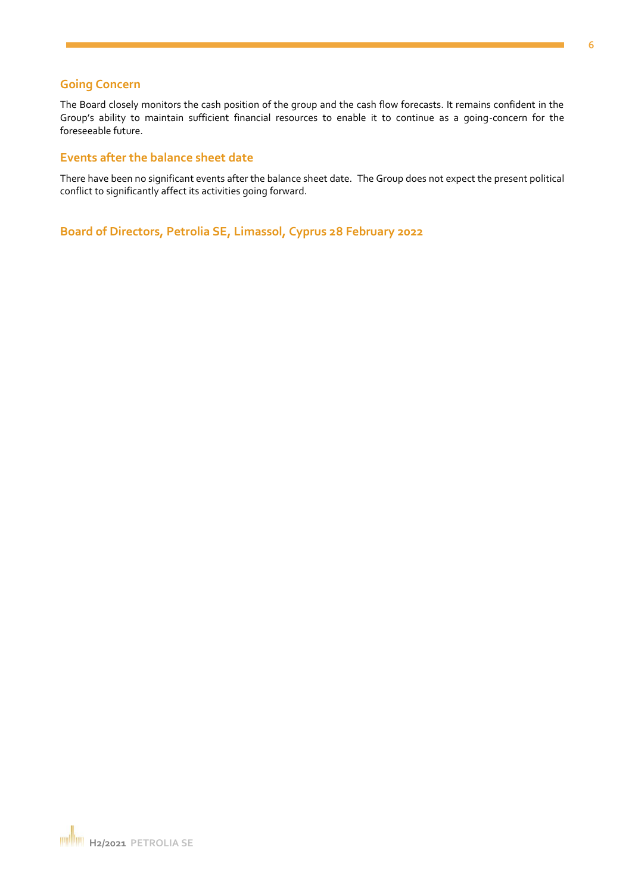## Going Concern

The Board closely monitors the cash position of the group and the cash flow forecasts. It remains confident in the Group's ability to maintain sufficient financial resources to enable it to continue as a going-concern for the foreseeable future.

## Events after the balance sheet date

There have been no significant events after the balance sheet date. The Group does not expect the present political conflict to significantly affect its activities going forward.

**Board of Directors, Petrolia SE, Limassol, Cyprus 28 February 2022**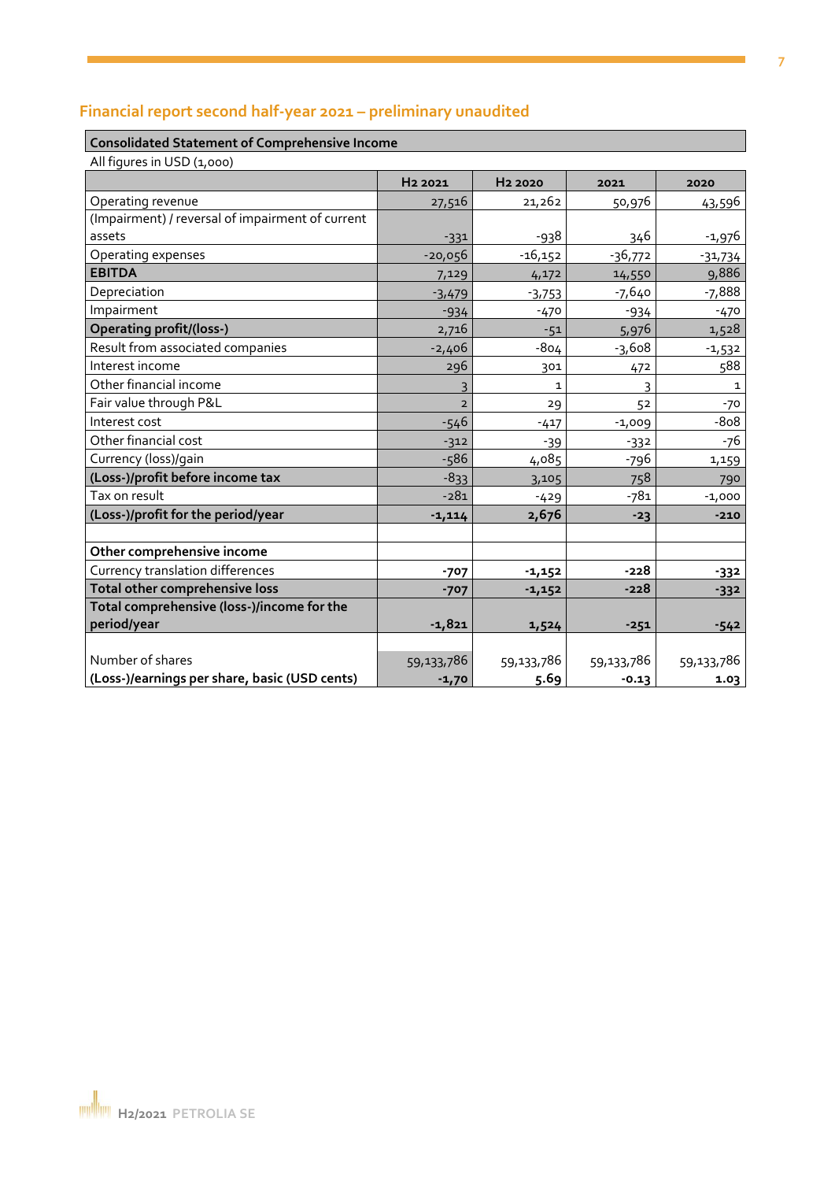## Financial report second half-year 2021 – preliminary unaudited

**Consolidated Statement of Comprehensive Income**

All figures in USD (1,000)

| | H2 2021 | H2 2020 | 2021 | 2020 |
|---|---|---|---|---|
| Operating revenue | 27,516 | 21,262 | 50,976 | 43,596 |
| (Impairment) / reversal of impairment of current assets | -331 | -938 | 346 | -1,976 |
| Operating expenses | -20,056 | -16,152 | -36,772 | -31,734 |
| **EBITDA** | 7,129 | 4,172 | 14,550 | 9,886 |
| Depreciation | -3,479 | -3,753 | -7,640 | -7,888 |
| Impairment | -934 | -470 | -934 | -470 |
| **Operating profit/(loss-)** | 2,716 | -51 | 5,976 | 1,528 |
| Result from associated companies | -2,406 | -804 | -3,608 | -1,532 |
| Interest income | 296 | 301 | 472 | 588 |
| Other financial income | 3 | 1 | 3 | 1 |
| Fair value through P&L | 2 | 29 | 52 | -70 |
| Interest cost | -546 | -417 | -1,009 | -808 |
| Other financial cost | -312 | -39 | -332 | -76 |
| Currency (loss)/gain | -586 | 4,085 | -796 | 1,159 |
| **(Loss-)/profit before income tax** | -833 | 3,105 | 758 | 790 |
| Tax on result | -281 | -429 | -781 | -1,000 |
| **(Loss-)/profit for the period/year** | **-1,114** | **2,676** | **-23** | **-210** |
| | | | | |
| **Other comprehensive income** | | | | |
| Currency translation differences | **-707** | **-1,152** | **-228** | **-332** |
| **Total other comprehensive loss** | **-707** | **-1,152** | **-228** | **-332** |
| **Total comprehensive (loss-)/income for the period/year** | **-1,821** | **1,524** | **-251** | **-542** |
| | | | | |
| Number of shares | 59,133,786 | 59,133,786 | 59,133,786 | 59,133,786 |
| **(Loss-)/earnings per share, basic (USD cents)** | **-1,70** | **5.69** | **-0.13** | **1.03** |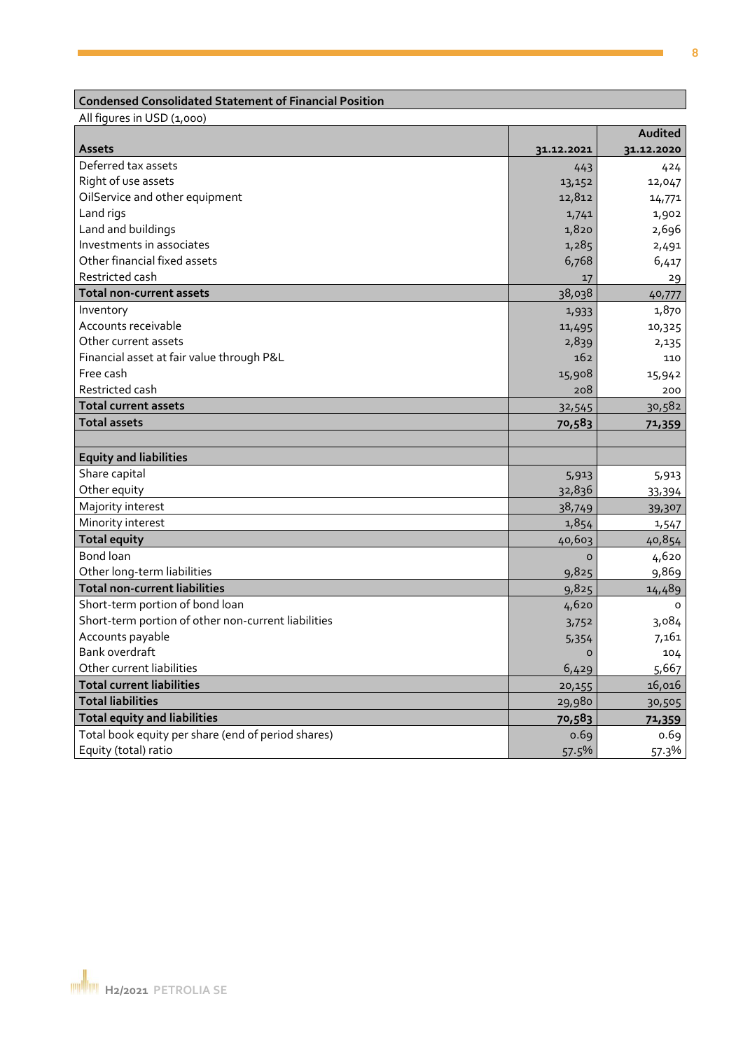**Condensed Consolidated Statement of Financial Position**

All figures in USD (1,000)

| Assets | 31.12.2021 | Audited 31.12.2020 |
|---|---|---|
| Deferred tax assets | 443 | 424 |
| Right of use assets | 13,152 | 12,047 |
| OilService and other equipment | 12,812 | 14,771 |
| Land rigs | 1,741 | 1,902 |
| Land and buildings | 1,820 | 2,696 |
| Investments in associates | 1,285 | 2,491 |
| Other financial fixed assets | 6,768 | 6,417 |
| Restricted cash | 17 | 29 |
| **Total non-current assets** | 38,038 | 40,777 |
| Inventory | 1,933 | 1,870 |
| Accounts receivable | 11,495 | 10,325 |
| Other current assets | 2,839 | 2,135 |
| Financial asset at fair value through P&L | 162 | 110 |
| Free cash | 15,908 | 15,942 |
| Restricted cash | 208 | 200 |
| **Total current assets** | 32,545 | 30,582 |
| **Total assets** | **70,583** | **71,359** |
| | | |
| **Equity and liabilities** | | |
| Share capital | 5,913 | 5,913 |
| Other equity | 32,836 | 33,394 |
| Majority interest | 38,749 | 39,307 |
| Minority interest | 1,854 | 1,547 |
| **Total equity** | 40,603 | 40,854 |
| Bond loan | 0 | 4,620 |
| Other long-term liabilities | 9,825 | 9,869 |
| **Total non-current liabilities** | 9,825 | 14,489 |
| Short-term portion of bond loan | 4,620 | 0 |
| Short-term portion of other non-current liabilities | 3,752 | 3,084 |
| Accounts payable | 5,354 | 7,161 |
| Bank overdraft | 0 | 104 |
| Other current liabilities | 6,429 | 5,667 |
| **Total current liabilities** | 20,155 | 16,016 |
| **Total liabilities** | 29,980 | 30,505 |
| **Total equity and liabilities** | **70,583** | **71,359** |
| Total book equity per share (end of period shares) | 0.69 | 0.69 |
| Equity (total) ratio | 57.5% | 57.3% |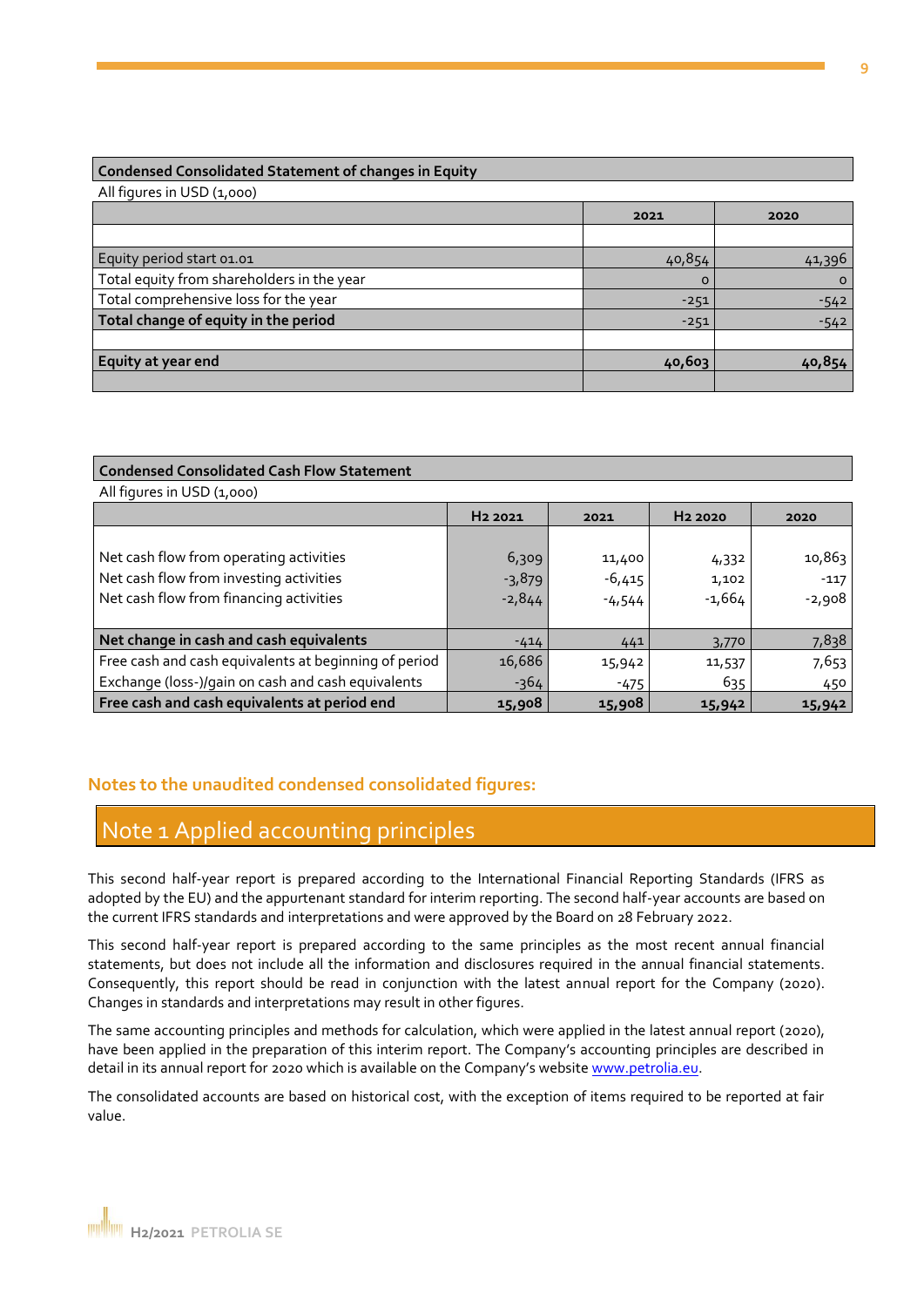**Condensed Consolidated Statement of changes in Equity**

All figures in USD (1,000)

| | 2021 | 2020 |
|---|---|---|
| | | |
| Equity period start 01.01 | 40,854 | 41,396 |
| Total equity from shareholders in the year | 0 | 0 |
| Total comprehensive loss for the year | -251 | -542 |
| **Total change of equity in the period** | -251 | -542 |
| | | |
| **Equity at year end** | **40,603** | **40,854** |

**Condensed Consolidated Cash Flow Statement**

All figures in USD (1,000)

| | H2 2021 | 2021 | H2 2020 | 2020 |
|---|---|---|---|---|
| Net cash flow from operating activities | 6,309 | 11,400 | 4,332 | 10,863 |
| Net cash flow from investing activities | -3,879 | -6,415 | 1,102 | -117 |
| Net cash flow from financing activities | -2,844 | -4,544 | -1,664 | -2,908 |
| **Net change in cash and cash equivalents** | -414 | 441 | 3,770 | 7,838 |
| Free cash and cash equivalents at beginning of period | 16,686 | 15,942 | 11,537 | 7,653 |
| Exchange (loss-)/gain on cash and cash equivalents | -364 | -475 | 635 | 450 |
| **Free cash and cash equivalents at period end** | **15,908** | **15,908** | **15,942** | **15,942** |

## Notes to the unaudited condensed consolidated figures:

# Note 1 Applied accounting principles

This second half-year report is prepared according to the International Financial Reporting Standards (IFRS as adopted by the EU) and the appurtenant standard for interim reporting. The second half-year accounts are based on the current IFRS standards and interpretations and were approved by the Board on 28 February 2022.

This second half-year report is prepared according to the same principles as the most recent annual financial statements, but does not include all the information and disclosures required in the annual financial statements. Consequently, this report should be read in conjunction with the latest annual report for the Company (2020). Changes in standards and interpretations may result in other figures.

The same accounting principles and methods for calculation, which were applied in the latest annual report (2020), have been applied in the preparation of this interim report. The Company's accounting principles are described in detail in its annual report for 2020 which is available on the Company's website www.petrolia.eu.

The consolidated accounts are based on historical cost, with the exception of items required to be reported at fair value.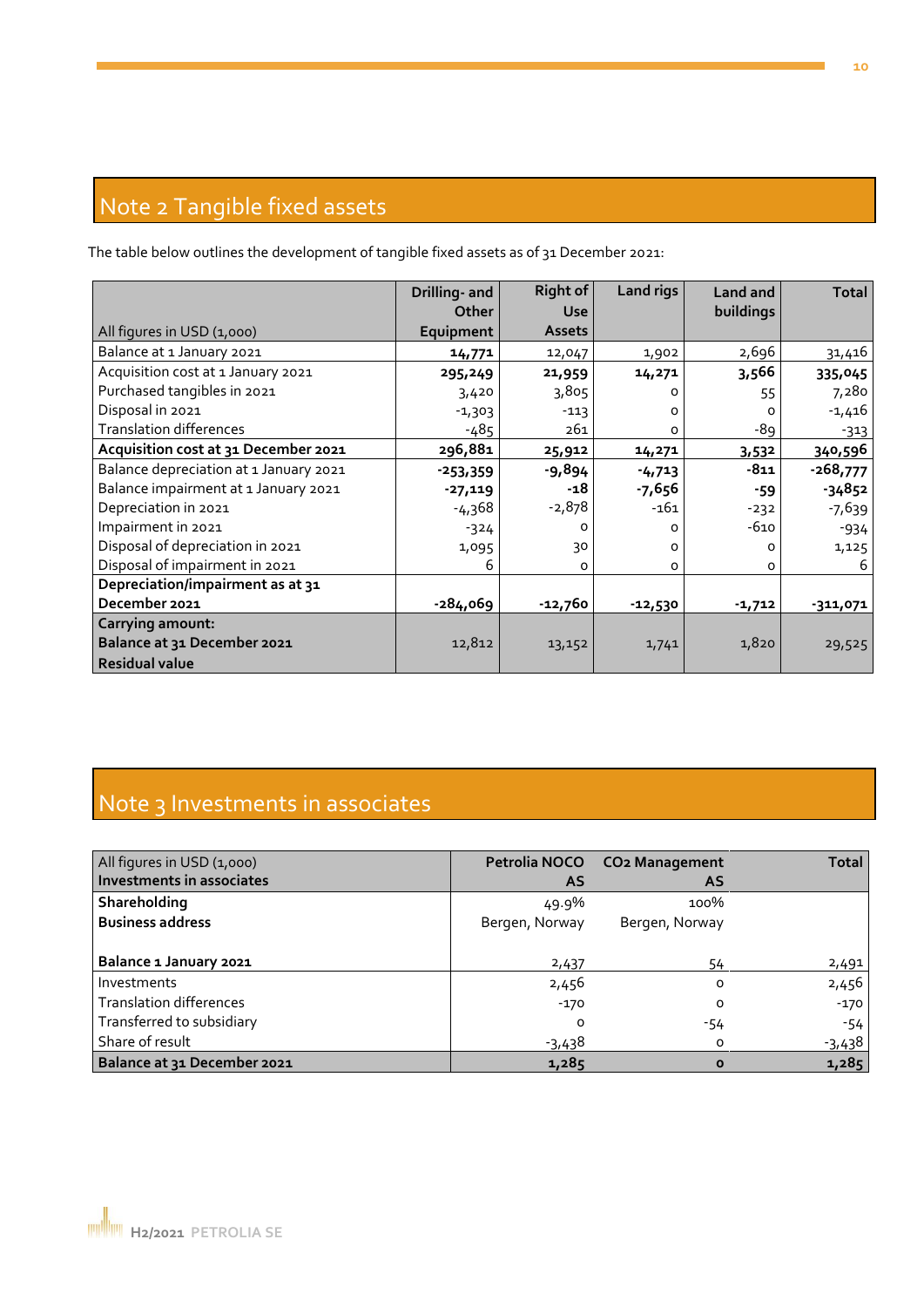## Note 2 Tangible fixed assets

The table below outlines the development of tangible fixed assets as of 31 December 2021:

| All figures in USD (1,000) | Drilling- and Other Equipment | Right of Use Assets | Land rigs | Land and buildings | Total |
|---|---|---|---|---|---|
| Balance at 1 January 2021 | **14,771** | 12,047 | 1,902 | 2,696 | 31,416 |
| Acquisition cost at 1 January 2021 | **295,249** | **21,959** | **14,271** | **3,566** | **335,045** |
| Purchased tangibles in 2021 | 3,420 | 3,805 | 0 | 55 | 7,280 |
| Disposal in 2021 | -1,303 | -113 | 0 | 0 | -1,416 |
| Translation differences | -485 | 261 | 0 | -89 | -313 |
| **Acquisition cost at 31 December 2021** | **296,881** | **25,912** | **14,271** | **3,532** | **340,596** |
| Balance depreciation at 1 January 2021 | **-253,359** | **-9,894** | **-4,713** | **-811** | **-268,777** |
| Balance impairment at 1 January 2021 | **-27,119** | **-18** | **-7,656** | **-59** | **-34852** |
| Depreciation in 2021 | -4,368 | -2,878 | -161 | -232 | -7,639 |
| Impairment in 2021 | -324 | 0 | 0 | -610 | -934 |
| Disposal of depreciation in 2021 | 1,095 | 30 | 0 | 0 | 1,125 |
| Disposal of impairment in 2021 | 6 | 0 | 0 | 0 | 6 |
| **Depreciation/impairment as at 31 December 2021** | **-284,069** | **-12,760** | **-12,530** | **-1,712** | **-311,071** |
| **Carrying amount: Balance at 31 December 2021 Residual value** | 12,812 | 13,152 | 1,741 | 1,820 | 29,525 |

## Note 3 Investments in associates

| All figures in USD (1,000) **Investments in associates** | Petrolia NOCO AS | $CO_2$ Management AS | Total |
|---|---|---|---|
| **Shareholding** | 49.9% | 100% | |
| **Business address** | Bergen, Norway | Bergen, Norway | |
| **Balance 1 January 2021** | 2,437 | 54 | 2,491 |
| Investments | 2,456 | 0 | 2,456 |
| Translation differences | -170 | 0 | -170 |
| Transferred to subsidiary | 0 | -54 | -54 |
| Share of result | -3,438 | 0 | -3,438 |
| **Balance at 31 December 2021** | **1,285** | **0** | **1,285** |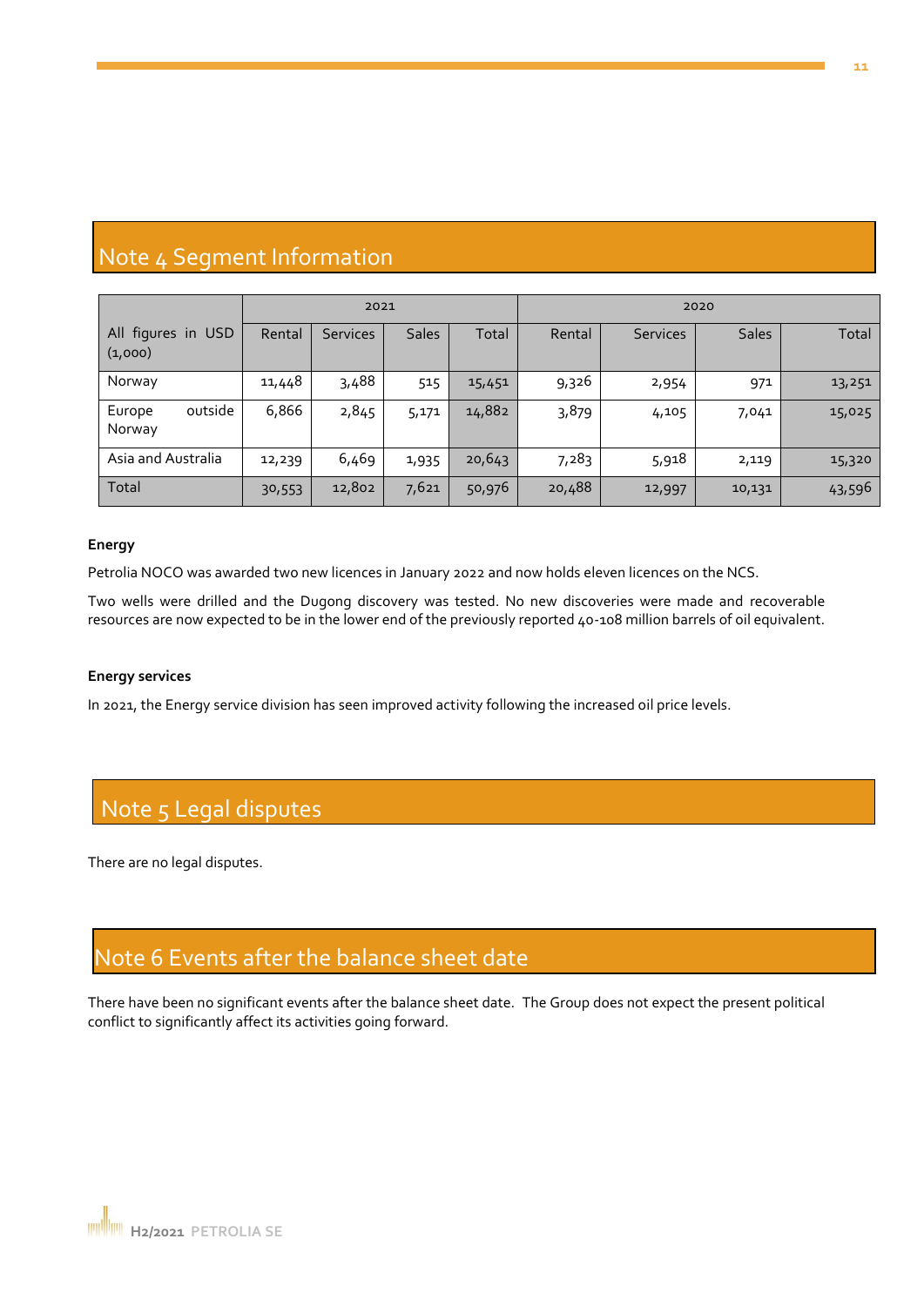## Note 4 Segment Information

| All figures in USD (1,000) | 2021 | | | | 2020 | | | |
|---|---|---|---|---|---|---|---|---|
| | Rental | Services | Sales | Total | Rental | Services | Sales | Total |
| Norway | 11,448 | 3,488 | 515 | 15,451 | 9,326 | 2,954 | 971 | 13,251 |
| Europe outside Norway | 6,866 | 2,845 | 5,171 | 14,882 | 3,879 | 4,105 | 7,041 | 15,025 |
| Asia and Australia | 12,239 | 6,469 | 1,935 | 20,643 | 7,283 | 5,918 | 2,119 | 15,320 |
| Total | 30,553 | 12,802 | 7,621 | 50,976 | 20,488 | 12,997 | 10,131 | 43,596 |

**Energy**

Petrolia NOCO was awarded two new licences in January 2022 and now holds eleven licences on the NCS.

Two wells were drilled and the Dugong discovery was tested. No new discoveries were made and recoverable resources are now expected to be in the lower end of the previously reported 40-108 million barrels of oil equivalent.

**Energy services**

In 2021, the Energy service division has seen improved activity following the increased oil price levels.

## Note 5 Legal disputes

There are no legal disputes.

## Note 6 Events after the balance sheet date

There have been no significant events after the balance sheet date. The Group does not expect the present political conflict to significantly affect its activities going forward.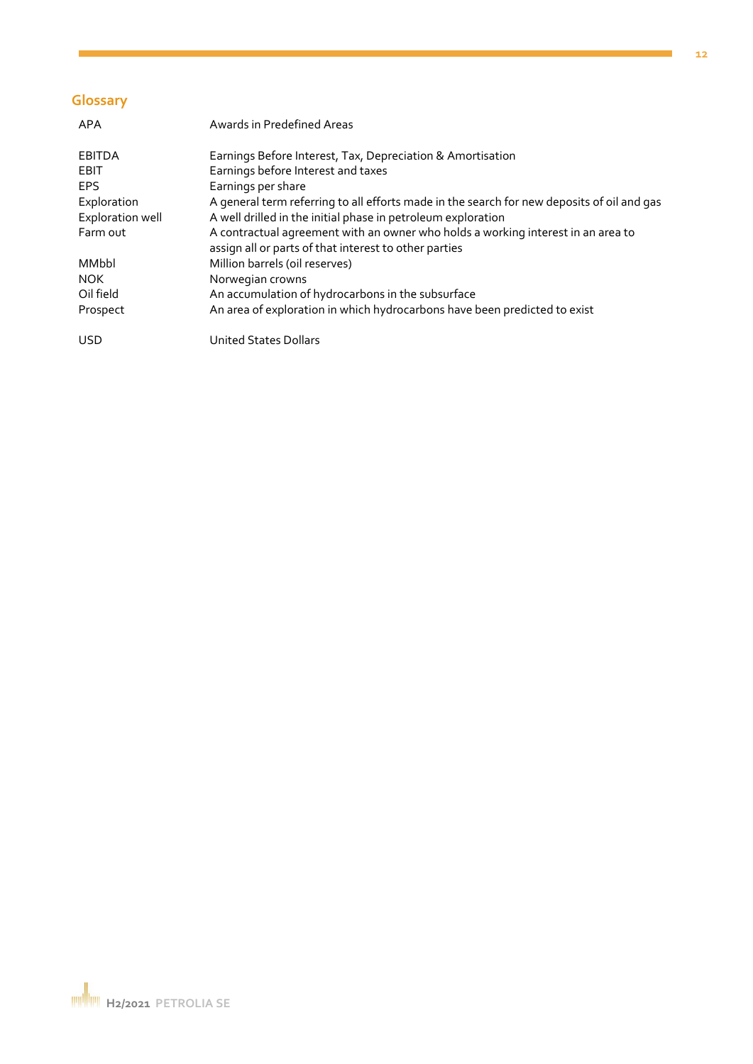## Glossary

| | |
|---|---|
| APA | Awards in Predefined Areas |
| EBITDA | Earnings Before Interest, Tax, Depreciation & Amortisation |
| EBIT | Earnings before Interest and taxes |
| EPS | Earnings per share |
| Exploration | A general term referring to all efforts made in the search for new deposits of oil and gas |
| Exploration well | A well drilled in the initial phase in petroleum exploration |
| Farm out | A contractual agreement with an owner who holds a working interest in an area to assign all or parts of that interest to other parties |
| MMbbl | Million barrels (oil reserves) |
| NOK | Norwegian crowns |
| Oil field | An accumulation of hydrocarbons in the subsurface |
| Prospect | An area of exploration in which hydrocarbons have been predicted to exist |
| USD | United States Dollars |